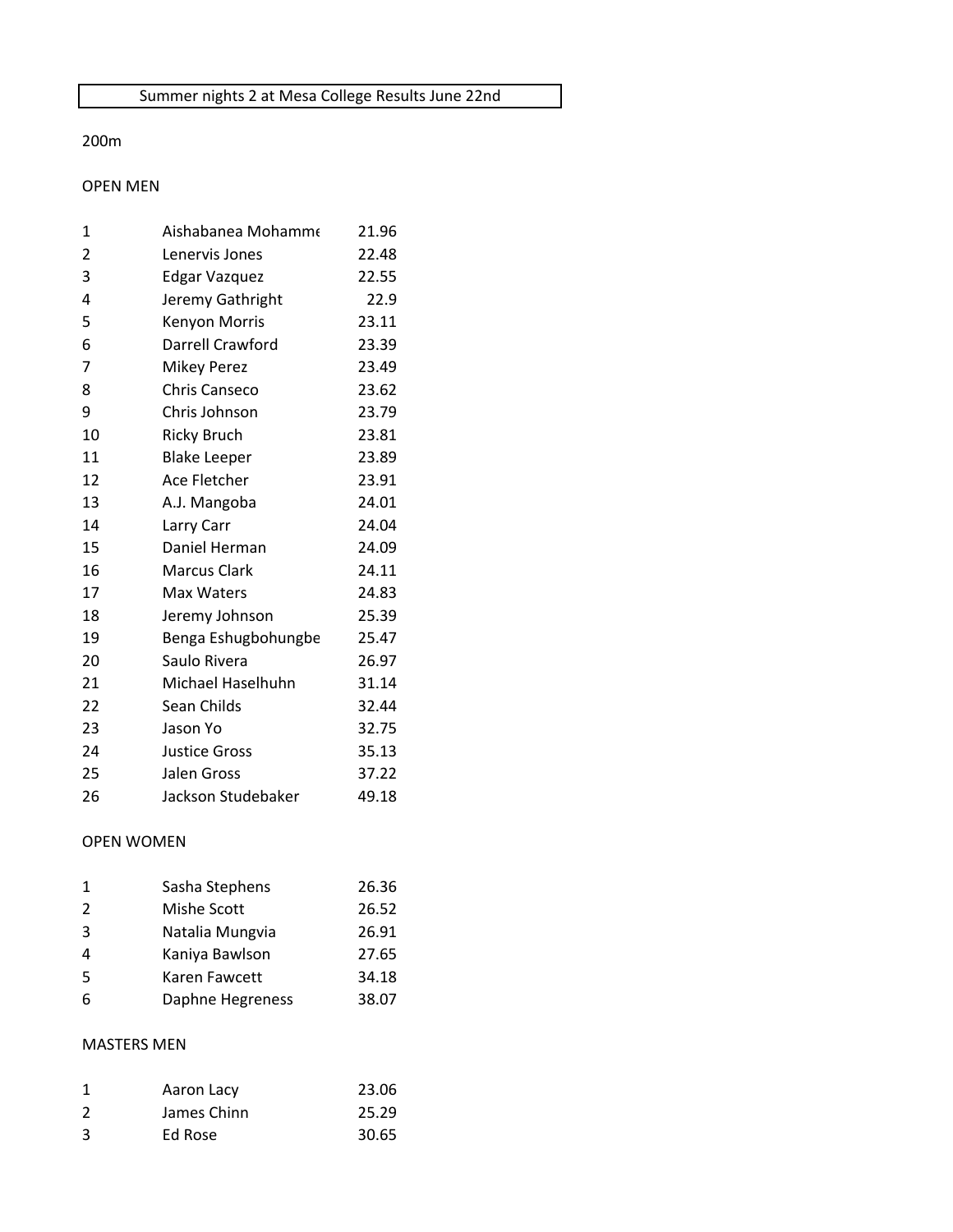# Summer nights 2 at Mesa College Results June 22nd

## 200m

### OPEN MEN

| | | |
|---|---|---|
| 1 | Aishabanea Mohamme | 21.96 |
| 2 | Lenervis Jones | 22.48 |
| 3 | Edgar Vazquez | 22.55 |
| 4 | Jeremy Gathright | 22.9 |
| 5 | Kenyon Morris | 23.11 |
| 6 | Darrell Crawford | 23.39 |
| 7 | Mikey Perez | 23.49 |
| 8 | Chris Canseco | 23.62 |
| 9 | Chris Johnson | 23.79 |
| 10 | Ricky Bruch | 23.81 |
| 11 | Blake Leeper | 23.89 |
| 12 | Ace Fletcher | 23.91 |
| 13 | A.J. Mangoba | 24.01 |
| 14 | Larry Carr | 24.04 |
| 15 | Daniel Herman | 24.09 |
| 16 | Marcus Clark | 24.11 |
| 17 | Max Waters | 24.83 |
| 18 | Jeremy Johnson | 25.39 |
| 19 | Benga Eshugbohungbe | 25.47 |
| 20 | Saulo Rivera | 26.97 |
| 21 | Michael Haselhuhn | 31.14 |
| 22 | Sean Childs | 32.44 |
| 23 | Jason Yo | 32.75 |
| 24 | Justice Gross | 35.13 |
| 25 | Jalen Gross | 37.22 |
| 26 | Jackson Studebaker | 49.18 |

### OPEN WOMEN

| | | |
|---|---|---|
| 1 | Sasha Stephens | 26.36 |
| 2 | Mishe Scott | 26.52 |
| 3 | Natalia Mungvia | 26.91 |
| 4 | Kaniya Bawlson | 27.65 |
| 5 | Karen Fawcett | 34.18 |
| 6 | Daphne Hegreness | 38.07 |

### MASTERS MEN

| | | |
|---|---|---|
| 1 | Aaron Lacy | 23.06 |
| 2 | James Chinn | 25.29 |
| 3 | Ed Rose | 30.65 |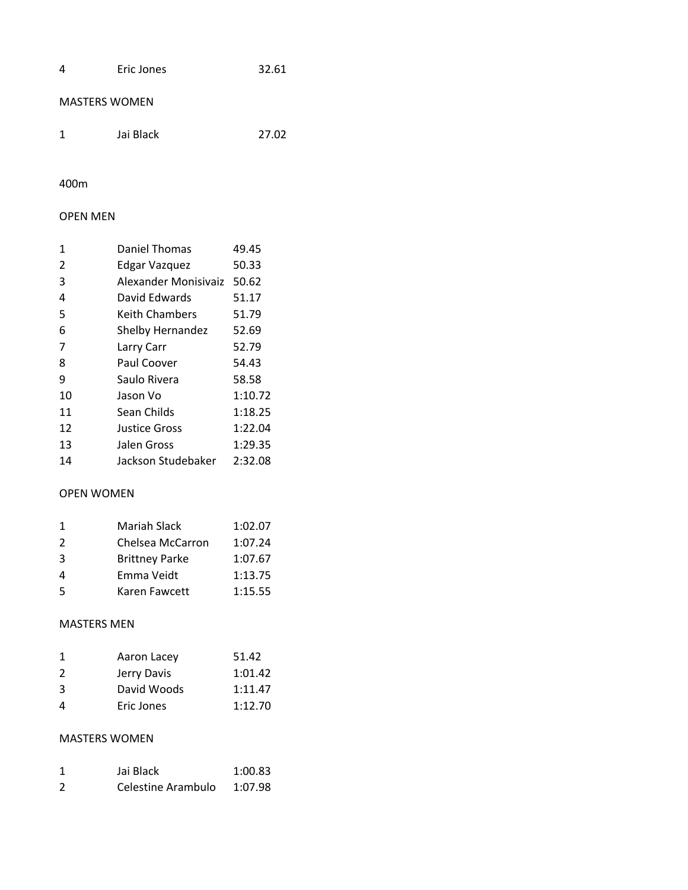| | | |
|---|---|---|
| 4 | Eric Jones | 32.61 |

MASTERS WOMEN

| | | |
|---|---|---|
| 1 | Jai Black | 27.02 |

400m

OPEN MEN

| | | |
|---|---|---|
| 1 | Daniel Thomas | 49.45 |
| 2 | Edgar Vazquez | 50.33 |
| 3 | Alexander Monisivaiz | 50.62 |
| 4 | David Edwards | 51.17 |
| 5 | Keith Chambers | 51.79 |
| 6 | Shelby Hernandez | 52.69 |
| 7 | Larry Carr | 52.79 |
| 8 | Paul Coover | 54.43 |
| 9 | Saulo Rivera | 58.58 |
| 10 | Jason Vo | 1:10.72 |
| 11 | Sean Childs | 1:18.25 |
| 12 | Justice Gross | 1:22.04 |
| 13 | Jalen Gross | 1:29.35 |
| 14 | Jackson Studebaker | 2:32.08 |

OPEN WOMEN

| | | |
|---|---|---|
| 1 | Mariah Slack | 1:02.07 |
| 2 | Chelsea McCarron | 1:07.24 |
| 3 | Brittney Parke | 1:07.67 |
| 4 | Emma Veidt | 1:13.75 |
| 5 | Karen Fawcett | 1:15.55 |

MASTERS MEN

| | | |
|---|---|---|
| 1 | Aaron Lacey | 51.42 |
| 2 | Jerry Davis | 1:01.42 |
| 3 | David Woods | 1:11.47 |
| 4 | Eric Jones | 1:12.70 |

MASTERS WOMEN

| | | |
|---|---|---|
| 1 | Jai Black | 1:00.83 |
| 2 | Celestine Arambulo | 1:07.98 |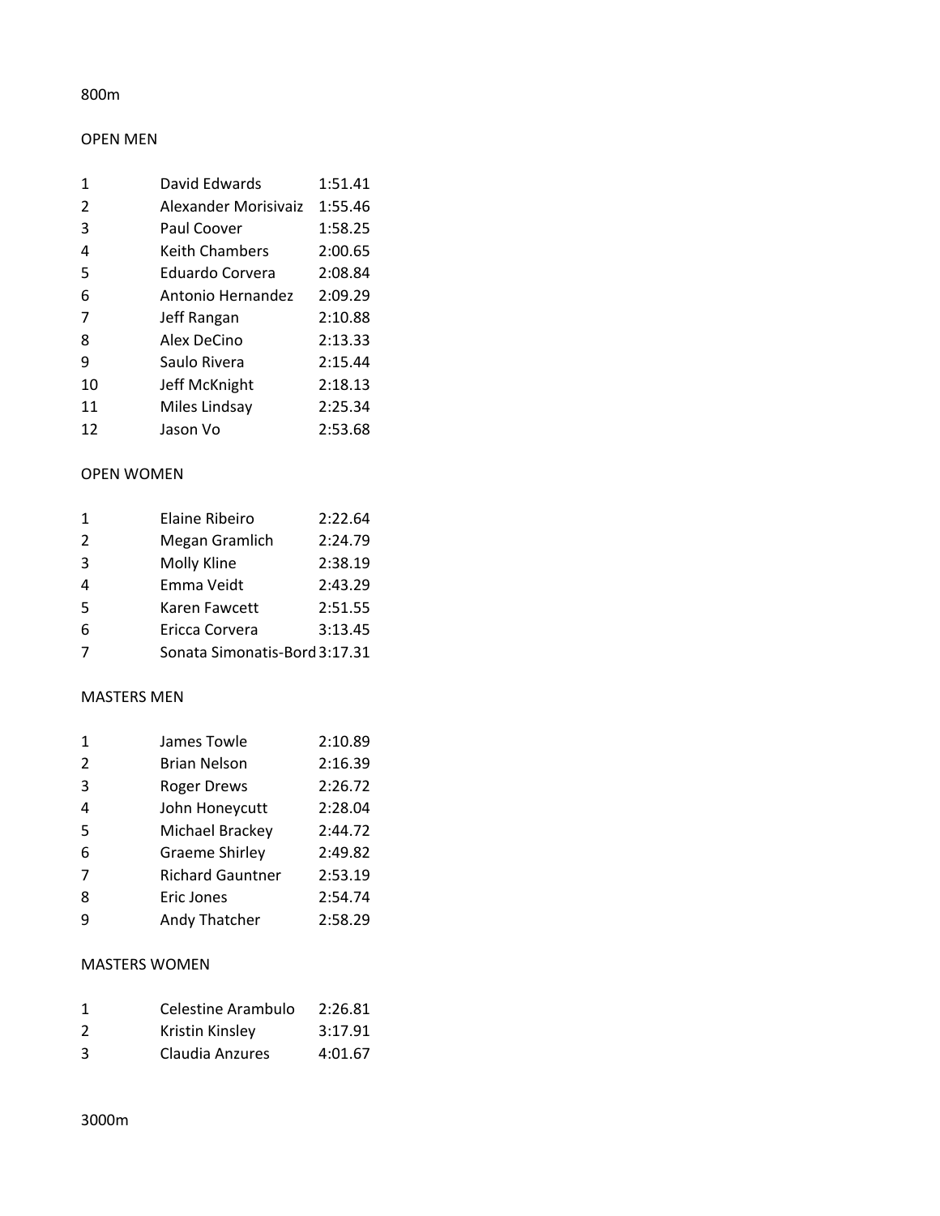## 800m

### OPEN MEN

| Place | Name | Time |
|---|---|---|
| 1 | David Edwards | 1:51.41 |
| 2 | Alexander Morisivaiz | 1:55.46 |
| 3 | Paul Coover | 1:58.25 |
| 4 | Keith Chambers | 2:00.65 |
| 5 | Eduardo Corvera | 2:08.84 |
| 6 | Antonio Hernandez | 2:09.29 |
| 7 | Jeff Rangan | 2:10.88 |
| 8 | Alex DeCino | 2:13.33 |
| 9 | Saulo Rivera | 2:15.44 |
| 10 | Jeff McKnight | 2:18.13 |
| 11 | Miles Lindsay | 2:25.34 |
| 12 | Jason Vo | 2:53.68 |

### OPEN WOMEN

| Place | Name | Time |
|---|---|---|
| 1 | Elaine Ribeiro | 2:22.64 |
| 2 | Megan Gramlich | 2:24.79 |
| 3 | Molly Kline | 2:38.19 |
| 4 | Emma Veidt | 2:43.29 |
| 5 | Karen Fawcett | 2:51.55 |
| 6 | Ericca Corvera | 3:13.45 |
| 7 | Sonata Simonatis-Bord | 3:17.31 |

### MASTERS MEN

| Place | Name | Time |
|---|---|---|
| 1 | James Towle | 2:10.89 |
| 2 | Brian Nelson | 2:16.39 |
| 3 | Roger Drews | 2:26.72 |
| 4 | John Honeycutt | 2:28.04 |
| 5 | Michael Brackey | 2:44.72 |
| 6 | Graeme Shirley | 2:49.82 |
| 7 | Richard Gauntner | 2:53.19 |
| 8 | Eric Jones | 2:54.74 |
| 9 | Andy Thatcher | 2:58.29 |

### MASTERS WOMEN

| Place | Name | Time |
|---|---|---|
| 1 | Celestine Arambulo | 2:26.81 |
| 2 | Kristin Kinsley | 3:17.91 |
| 3 | Claudia Anzures | 4:01.67 |

## 3000m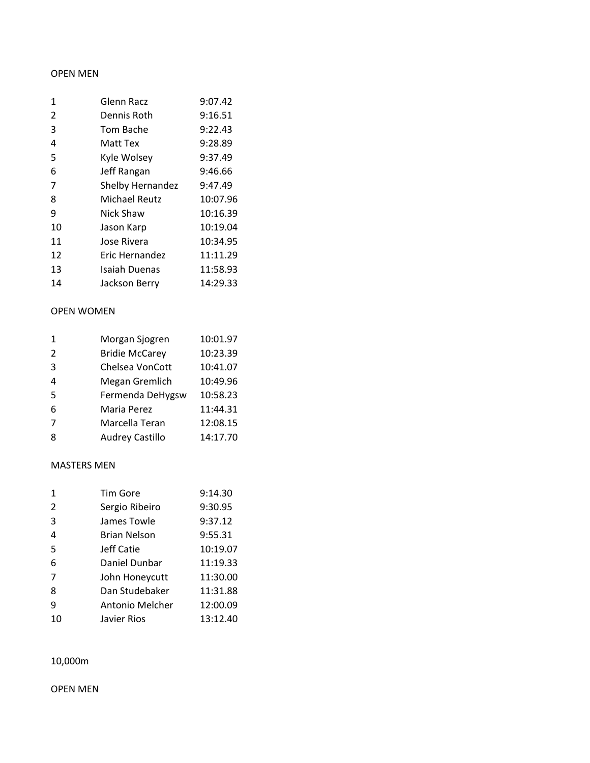OPEN MEN

| | | |
|---|---|---|
| 1 | Glenn Racz | 9:07.42 |
| 2 | Dennis Roth | 9:16.51 |
| 3 | Tom Bache | 9:22.43 |
| 4 | Matt Tex | 9:28.89 |
| 5 | Kyle Wolsey | 9:37.49 |
| 6 | Jeff Rangan | 9:46.66 |
| 7 | Shelby Hernandez | 9:47.49 |
| 8 | Michael Reutz | 10:07.96 |
| 9 | Nick Shaw | 10:16.39 |
| 10 | Jason Karp | 10:19.04 |
| 11 | Jose Rivera | 10:34.95 |
| 12 | Eric Hernandez | 11:11.29 |
| 13 | Isaiah Duenas | 11:58.93 |
| 14 | Jackson Berry | 14:29.33 |

OPEN WOMEN

| | | |
|---|---|---|
| 1 | Morgan Sjogren | 10:01.97 |
| 2 | Bridie McCarey | 10:23.39 |
| 3 | Chelsea VonCott | 10:41.07 |
| 4 | Megan Gremlich | 10:49.96 |
| 5 | Fermenda DeHygsw | 10:58.23 |
| 6 | Maria Perez | 11:44.31 |
| 7 | Marcella Teran | 12:08.15 |
| 8 | Audrey Castillo | 14:17.70 |

MASTERS MEN

| | | |
|---|---|---|
| 1 | Tim Gore | 9:14.30 |
| 2 | Sergio Ribeiro | 9:30.95 |
| 3 | James Towle | 9:37.12 |
| 4 | Brian Nelson | 9:55.31 |
| 5 | Jeff Catie | 10:19.07 |
| 6 | Daniel Dunbar | 11:19.33 |
| 7 | John Honeycutt | 11:30.00 |
| 8 | Dan Studebaker | 11:31.88 |
| 9 | Antonio Melcher | 12:00.09 |
| 10 | Javier Rios | 13:12.40 |

10,000m

OPEN MEN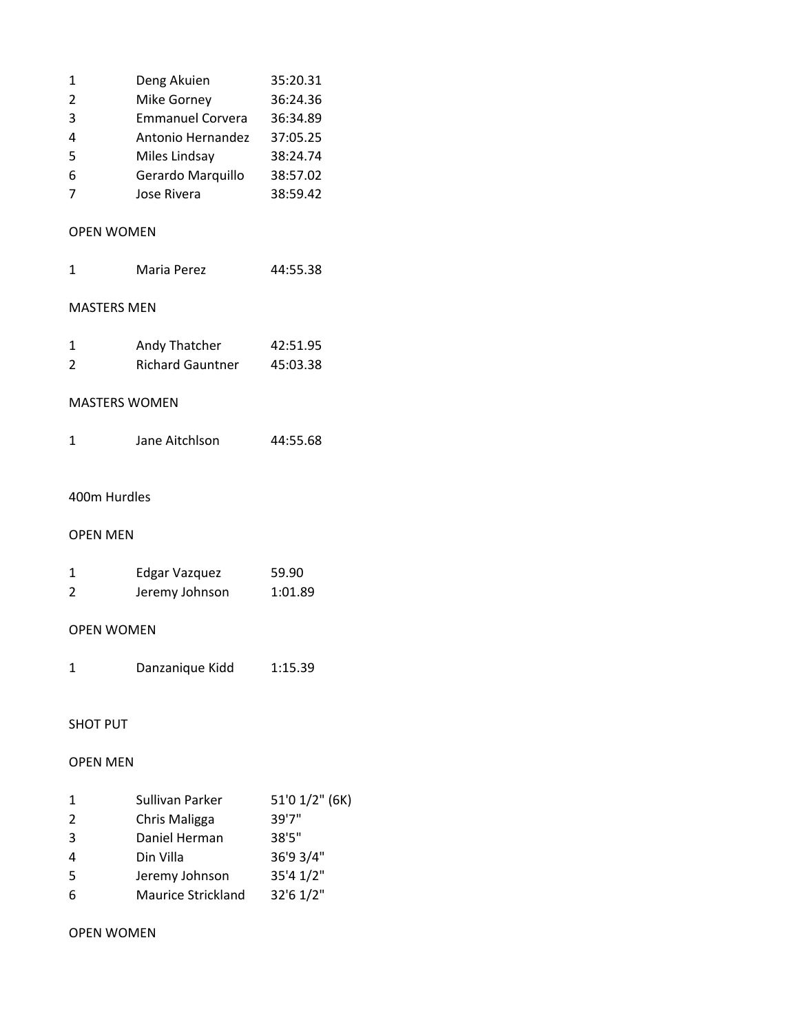| | | |
|---|---|---|
| 1 | Deng Akuien | 35:20.31 |
| 2 | Mike Gorney | 36:24.36 |
| 3 | Emmanuel Corvera | 36:34.89 |
| 4 | Antonio Hernandez | 37:05.25 |
| 5 | Miles Lindsay | 38:24.74 |
| 6 | Gerardo Marquillo | 38:57.02 |
| 7 | Jose Rivera | 38:59.42 |

OPEN WOMEN

| | | |
|---|---|---|
| 1 | Maria Perez | 44:55.38 |

MASTERS MEN

| | | |
|---|---|---|
| 1 | Andy Thatcher | 42:51.95 |
| 2 | Richard Gauntner | 45:03.38 |

MASTERS WOMEN

| | | |
|---|---|---|
| 1 | Jane Aitchlson | 44:55.68 |

400m Hurdles

OPEN MEN

| | | |
|---|---|---|
| 1 | Edgar Vazquez | 59.90 |
| 2 | Jeremy Johnson | 1:01.89 |

OPEN WOMEN

| | | |
|---|---|---|
| 1 | Danzanique Kidd | 1:15.39 |

SHOT PUT

OPEN MEN

| | | |
|---|---|---|
| 1 | Sullivan Parker | 51'0 1/2" (6K) |
| 2 | Chris Maligga | 39'7" |
| 3 | Daniel Herman | 38'5" |
| 4 | Din Villa | 36'9 3/4" |
| 5 | Jeremy Johnson | 35'4 1/2" |
| 6 | Maurice Strickland | 32'6 1/2" |

OPEN WOMEN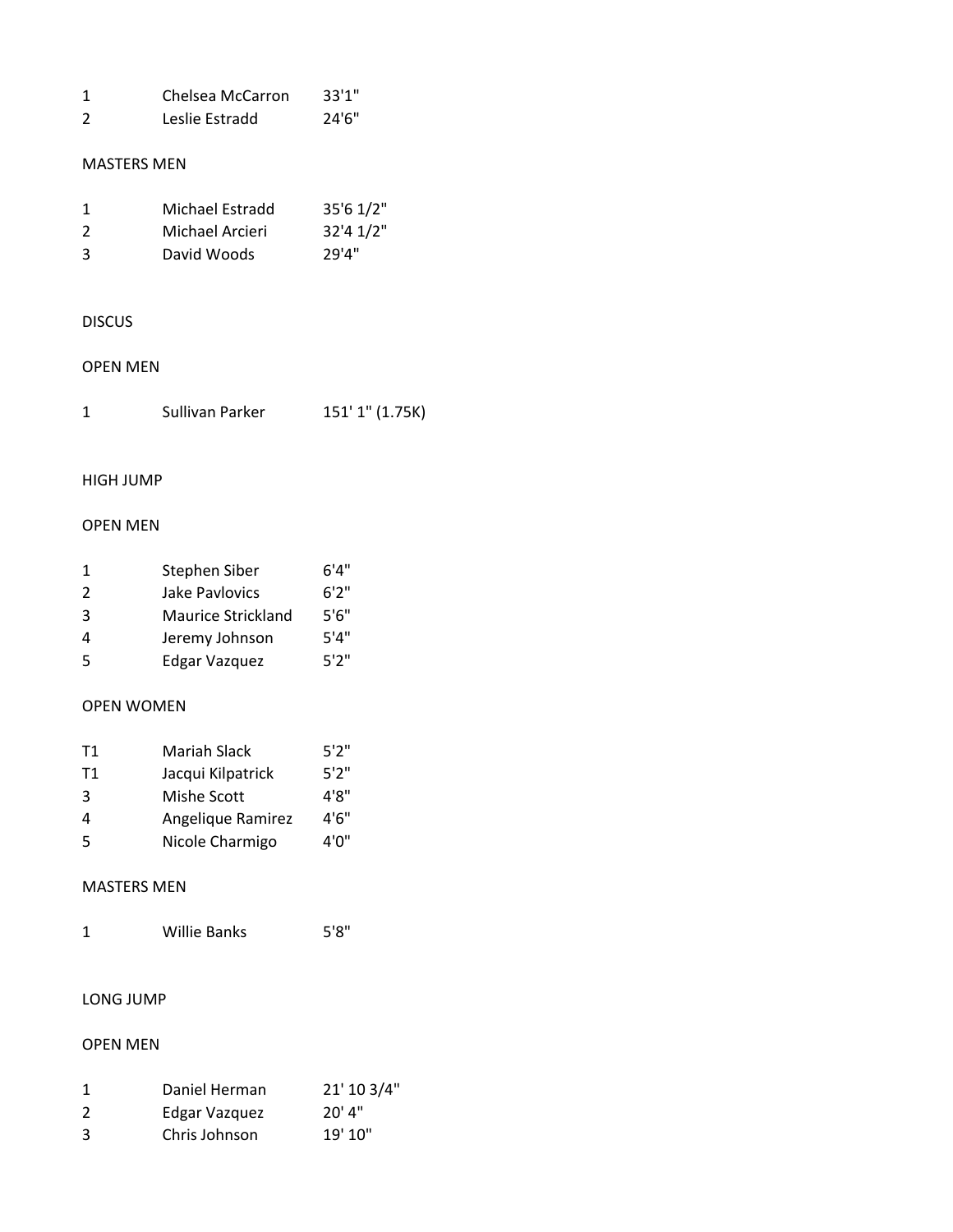| | | |
|---|---|---|
| 1 | Chelsea McCarron | 33'1" |
| 2 | Leslie Estradd | 24'6" |

MASTERS MEN

| | | |
|---|---|---|
| 1 | Michael Estradd | 35'6 1/2" |
| 2 | Michael Arcieri | 32'4 1/2" |
| 3 | David Woods | 29'4" |

DISCUS

OPEN MEN

| | | |
|---|---|---|
| 1 | Sullivan Parker | 151' 1" (1.75K) |

HIGH JUMP

OPEN MEN

| | | |
|---|---|---|
| 1 | Stephen Siber | 6'4" |
| 2 | Jake Pavlovics | 6'2" |
| 3 | Maurice Strickland | 5'6" |
| 4 | Jeremy Johnson | 5'4" |
| 5 | Edgar Vazquez | 5'2" |

OPEN WOMEN

| | | |
|---|---|---|
| T1 | Mariah Slack | 5'2" |
| T1 | Jacqui Kilpatrick | 5'2" |
| 3 | Mishe Scott | 4'8" |
| 4 | Angelique Ramirez | 4'6" |
| 5 | Nicole Charmigo | 4'0" |

MASTERS MEN

| | | |
|---|---|---|
| 1 | Willie Banks | 5'8" |

LONG JUMP

OPEN MEN

| | | |
|---|---|---|
| 1 | Daniel Herman | 21' 10 3/4" |
| 2 | Edgar Vazquez | 20' 4" |
| 3 | Chris Johnson | 19' 10" |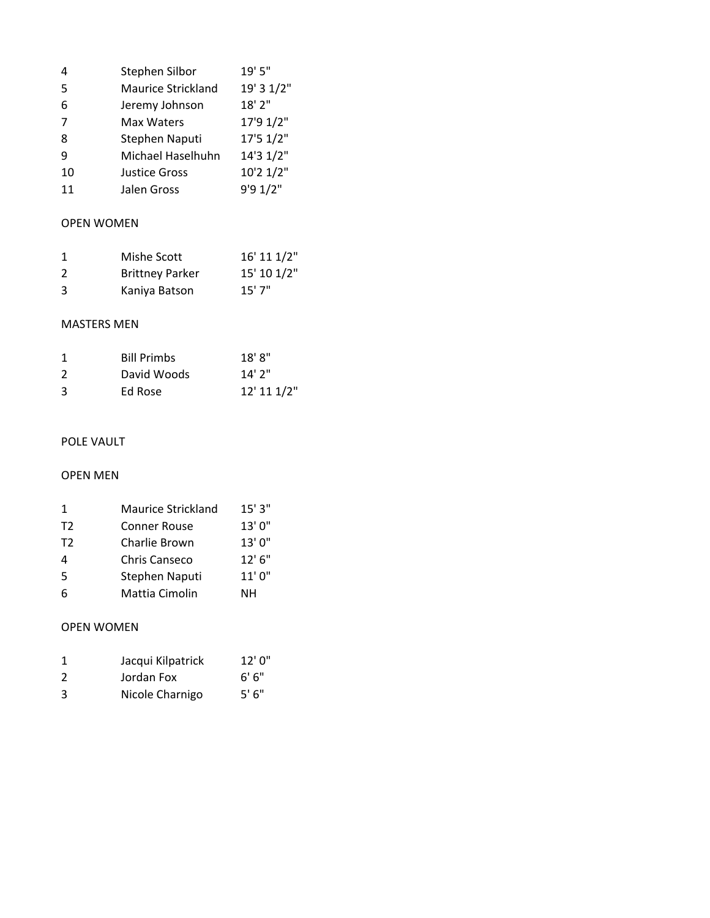| | | |
|---|---|---|
| 4 | Stephen Silbor | 19' 5" |
| 5 | Maurice Strickland | 19' 3 1/2" |
| 6 | Jeremy Johnson | 18' 2" |
| 7 | Max Waters | 17'9 1/2" |
| 8 | Stephen Naputi | 17'5 1/2" |
| 9 | Michael Haselhuhn | 14'3 1/2" |
| 10 | Justice Gross | 10'2 1/2" |
| 11 | Jalen Gross | 9'9 1/2" |

OPEN WOMEN

| | | |
|---|---|---|
| 1 | Mishe Scott | 16' 11 1/2" |
| 2 | Brittney Parker | 15' 10 1/2" |
| 3 | Kaniya Batson | 15' 7" |

MASTERS MEN

| | | |
|---|---|---|
| 1 | Bill Primbs | 18' 8" |
| 2 | David Woods | 14' 2" |
| 3 | Ed Rose | 12' 11 1/2" |

POLE VAULT

OPEN MEN

| | | |
|---|---|---|
| 1 | Maurice Strickland | 15' 3" |
| T2 | Conner Rouse | 13' 0" |
| T2 | Charlie Brown | 13' 0" |
| 4 | Chris Canseco | 12' 6" |
| 5 | Stephen Naputi | 11' 0" |
| 6 | Mattia Cimolin | NH |

OPEN WOMEN

| | | |
|---|---|---|
| 1 | Jacqui Kilpatrick | 12' 0" |
| 2 | Jordan Fox | 6' 6" |
| 3 | Nicole Charnigo | 5' 6" |